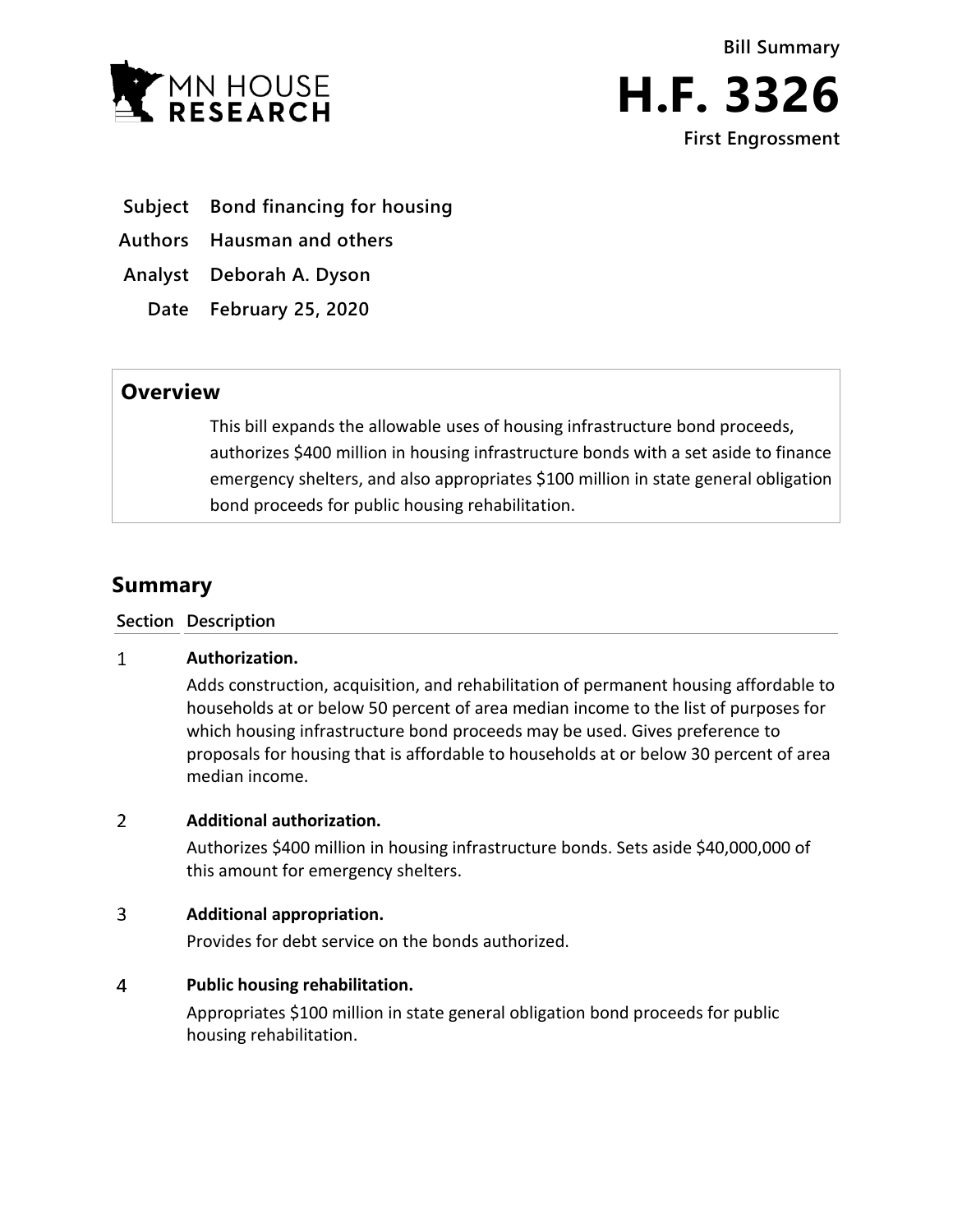MN HOUSE RESEARCH

Bill Summary

# H.F. 3326

First Engrossment

**Subject** Bond financing for housing

**Authors** Hausman and others

**Analyst** Deborah A. Dyson

**Date** February 25, 2020

## Overview

This bill expands the allowable uses of housing infrastructure bond proceeds, authorizes $400 million in housing infrastructure bonds with a set aside to finance emergency shelters, and also appropriates $100 million in state general obligation bond proceeds for public housing rehabilitation.

## Summary

| Section | Description |
|---|---|
| 1 | **Authorization.** Adds construction, acquisition, and rehabilitation of permanent housing affordable to households at or below 50 percent of area median income to the list of purposes for which housing infrastructure bond proceeds may be used. Gives preference to proposals for housing that is affordable to households at or below 30 percent of area median income. |
| 2 | **Additional authorization.** Authorizes $400 million in housing infrastructure bonds. Sets aside $40,000,000 of this amount for emergency shelters. |
| 3 | **Additional appropriation.** Provides for debt service on the bonds authorized. |
| 4 | **Public housing rehabilitation.** Appropriates $100 million in state general obligation bond proceeds for public housing rehabilitation. |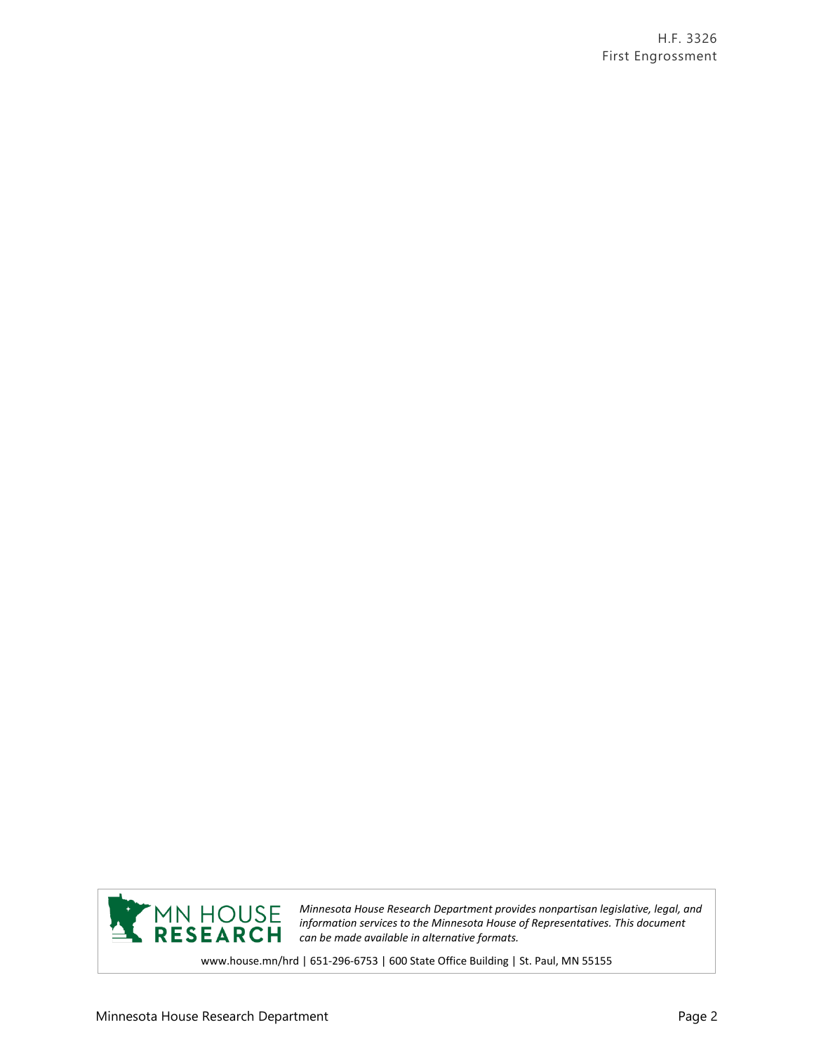MN HOUSE RESEARCH

*Minnesota House Research Department provides nonpartisan legislative, legal, and information services to the Minnesota House of Representatives. This document can be made available in alternative formats.*

www.house.mn/hrd | 651-296-6753 | 600 State Office Building | St. Paul, MN 55155